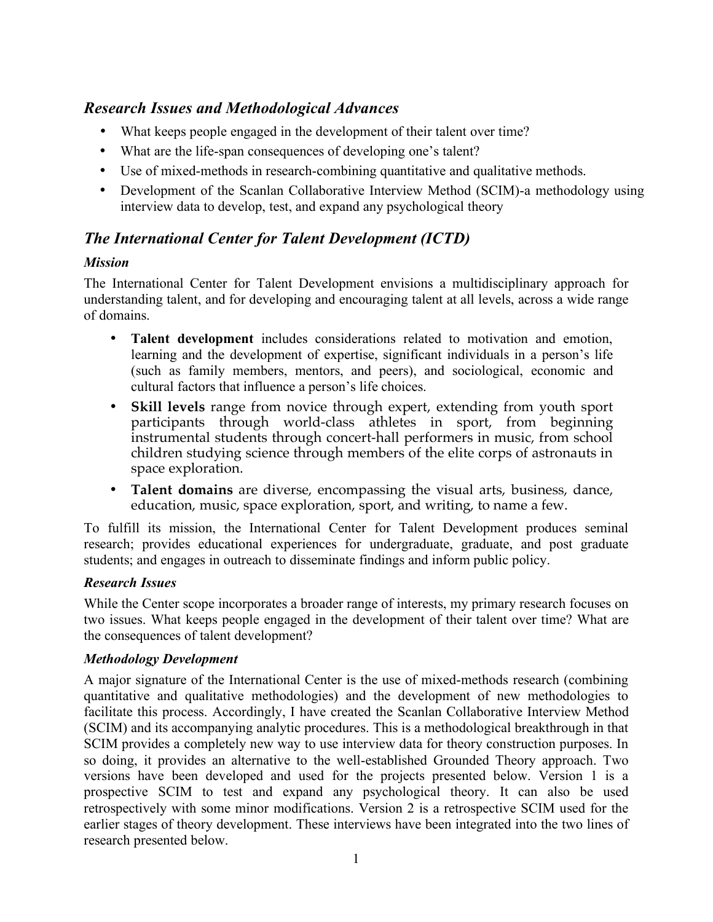## *Research Issues and Methodological Advances*

- What keeps people engaged in the development of their talent over time?
- What are the life-span consequences of developing one's talent?
- Use of mixed-methods in research-combining quantitative and qualitative methods.
- Development of the Scanlan Collaborative Interview Method (SCIM)-a methodology using interview data to develop, test, and expand any psychological theory

## *The International Center for Talent Development (ICTD)*

### *Mission*

The International Center for Talent Development envisions a multidisciplinary approach for understanding talent, and for developing and encouraging talent at all levels, across a wide range of domains.

- **Talent development** includes considerations related to motivation and emotion, learning and the development of expertise, significant individuals in a person's life (such as family members, mentors, and peers), and sociological, economic and cultural factors that influence a person's life choices.
- **Skill levels** range from novice through expert, extending from youth sport participants through world-class athletes in sport, from beginning instrumental students through concert-hall performers in music, from school children studying science through members of the elite corps of astronauts in space exploration.
- **Talent domains** are diverse, encompassing the visual arts, business, dance, education, music, space exploration, sport, and writing, to name a few.

To fulfill its mission, the International Center for Talent Development produces seminal research; provides educational experiences for undergraduate, graduate, and post graduate students; and engages in outreach to disseminate findings and inform public policy.

### *Research Issues*

While the Center scope incorporates a broader range of interests, my primary research focuses on two issues. What keeps people engaged in the development of their talent over time? What are the consequences of talent development?

### *Methodology Development*

A major signature of the International Center is the use of mixed-methods research (combining quantitative and qualitative methodologies) and the development of new methodologies to facilitate this process. Accordingly, I have created the Scanlan Collaborative Interview Method (SCIM) and its accompanying analytic procedures. This is a methodological breakthrough in that SCIM provides a completely new way to use interview data for theory construction purposes. In so doing, it provides an alternative to the well-established Grounded Theory approach. Two versions have been developed and used for the projects presented below. Version 1 is a prospective SCIM to test and expand any psychological theory. It can also be used retrospectively with some minor modifications. Version 2 is a retrospective SCIM used for the earlier stages of theory development. These interviews have been integrated into the two lines of research presented below.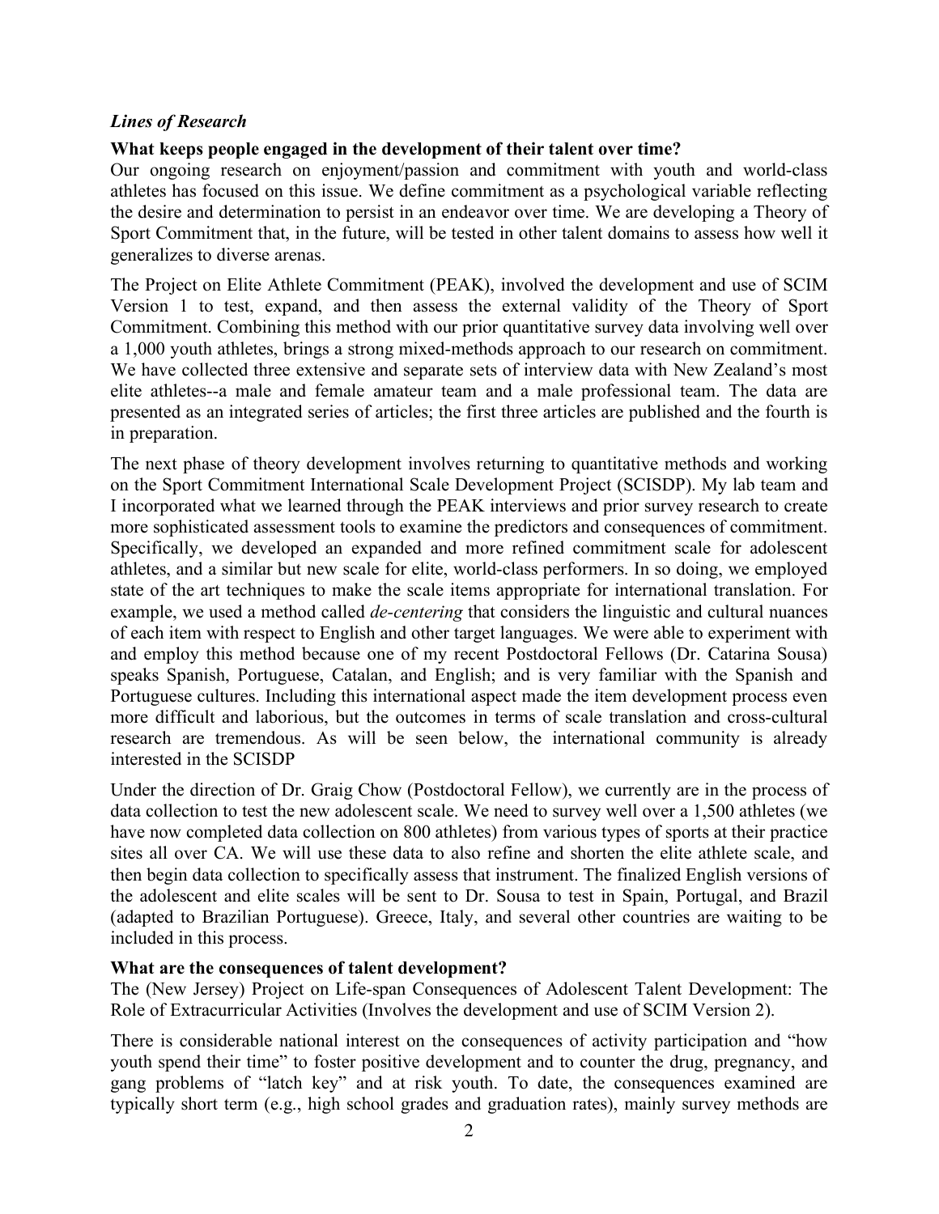### *Lines of Research*

**What keeps people engaged in the development of their talent over time?**

Our ongoing research on enjoyment/passion and commitment with youth and world-class athletes has focused on this issue. We define commitment as a psychological variable reflecting the desire and determination to persist in an endeavor over time. We are developing a Theory of Sport Commitment that, in the future, will be tested in other talent domains to assess how well it generalizes to diverse arenas.

The Project on Elite Athlete Commitment (PEAK), involved the development and use of SCIM Version 1 to test, expand, and then assess the external validity of the Theory of Sport Commitment. Combining this method with our prior quantitative survey data involving well over a 1,000 youth athletes, brings a strong mixed-methods approach to our research on commitment. We have collected three extensive and separate sets of interview data with New Zealand's most elite athletes--a male and female amateur team and a male professional team. The data are presented as an integrated series of articles; the first three articles are published and the fourth is in preparation.

The next phase of theory development involves returning to quantitative methods and working on the Sport Commitment International Scale Development Project (SCISDP). My lab team and I incorporated what we learned through the PEAK interviews and prior survey research to create more sophisticated assessment tools to examine the predictors and consequences of commitment. Specifically, we developed an expanded and more refined commitment scale for adolescent athletes, and a similar but new scale for elite, world-class performers. In so doing, we employed state of the art techniques to make the scale items appropriate for international translation. For example, we used a method called *de-centering* that considers the linguistic and cultural nuances of each item with respect to English and other target languages. We were able to experiment with and employ this method because one of my recent Postdoctoral Fellows (Dr. Catarina Sousa) speaks Spanish, Portuguese, Catalan, and English; and is very familiar with the Spanish and Portuguese cultures. Including this international aspect made the item development process even more difficult and laborious, but the outcomes in terms of scale translation and cross-cultural research are tremendous. As will be seen below, the international community is already interested in the SCISDP

Under the direction of Dr. Graig Chow (Postdoctoral Fellow), we currently are in the process of data collection to test the new adolescent scale. We need to survey well over a 1,500 athletes (we have now completed data collection on 800 athletes) from various types of sports at their practice sites all over CA. We will use these data to also refine and shorten the elite athlete scale, and then begin data collection to specifically assess that instrument. The finalized English versions of the adolescent and elite scales will be sent to Dr. Sousa to test in Spain, Portugal, and Brazil (adapted to Brazilian Portuguese). Greece, Italy, and several other countries are waiting to be included in this process.

**What are the consequences of talent development?**

The (New Jersey) Project on Life-span Consequences of Adolescent Talent Development: The Role of Extracurricular Activities (Involves the development and use of SCIM Version 2).

There is considerable national interest on the consequences of activity participation and "how youth spend their time" to foster positive development and to counter the drug, pregnancy, and gang problems of "latch key" and at risk youth. To date, the consequences examined are typically short term (e.g., high school grades and graduation rates), mainly survey methods are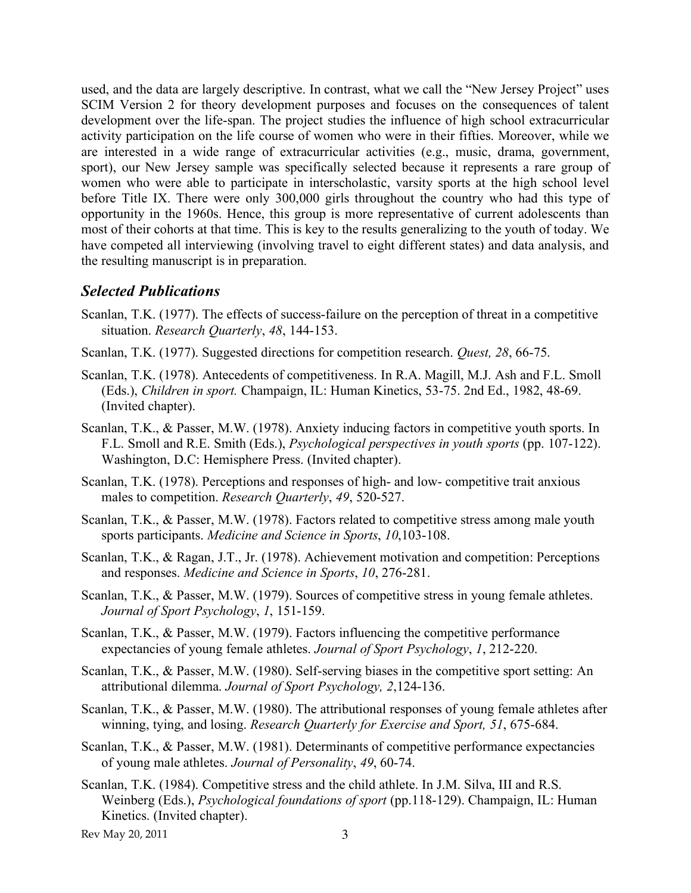used, and the data are largely descriptive. In contrast, what we call the "New Jersey Project" uses SCIM Version 2 for theory development purposes and focuses on the consequences of talent development over the life-span. The project studies the influence of high school extracurricular activity participation on the life course of women who were in their fifties. Moreover, while we are interested in a wide range of extracurricular activities (e.g., music, drama, government, sport), our New Jersey sample was specifically selected because it represents a rare group of women who were able to participate in interscholastic, varsity sports at the high school level before Title IX. There were only 300,000 girls throughout the country who had this type of opportunity in the 1960s. Hence, this group is more representative of current adolescents than most of their cohorts at that time. This is key to the results generalizing to the youth of today. We have competed all interviewing (involving travel to eight different states) and data analysis, and the resulting manuscript is in preparation.

## *Selected Publications*

Scanlan, T.K. (1977). The effects of success-failure on the perception of threat in a competitive situation. *Research Quarterly*, *48*, 144-153.

Scanlan, T.K. (1977). Suggested directions for competition research. *Quest, 28*, 66-75.

Scanlan, T.K. (1978). Antecedents of competitiveness. In R.A. Magill, M.J. Ash and F.L. Smoll (Eds.), *Children in sport.* Champaign, IL: Human Kinetics, 53-75. 2nd Ed., 1982, 48-69. (Invited chapter).

Scanlan, T.K., & Passer, M.W. (1978). Anxiety inducing factors in competitive youth sports. In F.L. Smoll and R.E. Smith (Eds.), *Psychological perspectives in youth sports* (pp. 107-122). Washington, D.C: Hemisphere Press. (Invited chapter).

Scanlan, T.K. (1978). Perceptions and responses of high- and low- competitive trait anxious males to competition. *Research Quarterly*, *49*, 520-527.

Scanlan, T.K., & Passer, M.W. (1978). Factors related to competitive stress among male youth sports participants. *Medicine and Science in Sports*, *10*,103-108.

Scanlan, T.K., & Ragan, J.T., Jr. (1978). Achievement motivation and competition: Perceptions and responses. *Medicine and Science in Sports*, *10*, 276-281.

Scanlan, T.K., & Passer, M.W. (1979). Sources of competitive stress in young female athletes. *Journal of Sport Psychology*, *1*, 151-159.

Scanlan, T.K., & Passer, M.W. (1979). Factors influencing the competitive performance expectancies of young female athletes. *Journal of Sport Psychology*, *1*, 212-220.

Scanlan, T.K., & Passer, M.W. (1980). Self-serving biases in the competitive sport setting: An attributional dilemma. *Journal of Sport Psychology, 2*,124-136.

Scanlan, T.K., & Passer, M.W. (1980). The attributional responses of young female athletes after winning, tying, and losing. *Research Quarterly for Exercise and Sport, 51*, 675-684.

Scanlan, T.K., & Passer, M.W. (1981). Determinants of competitive performance expectancies of young male athletes. *Journal of Personality*, *49*, 60-74.

Scanlan, T.K. (1984). Competitive stress and the child athlete. In J.M. Silva, III and R.S. Weinberg (Eds.), *Psychological foundations of sport* (pp.118-129). Champaign, IL: Human Kinetics. (Invited chapter).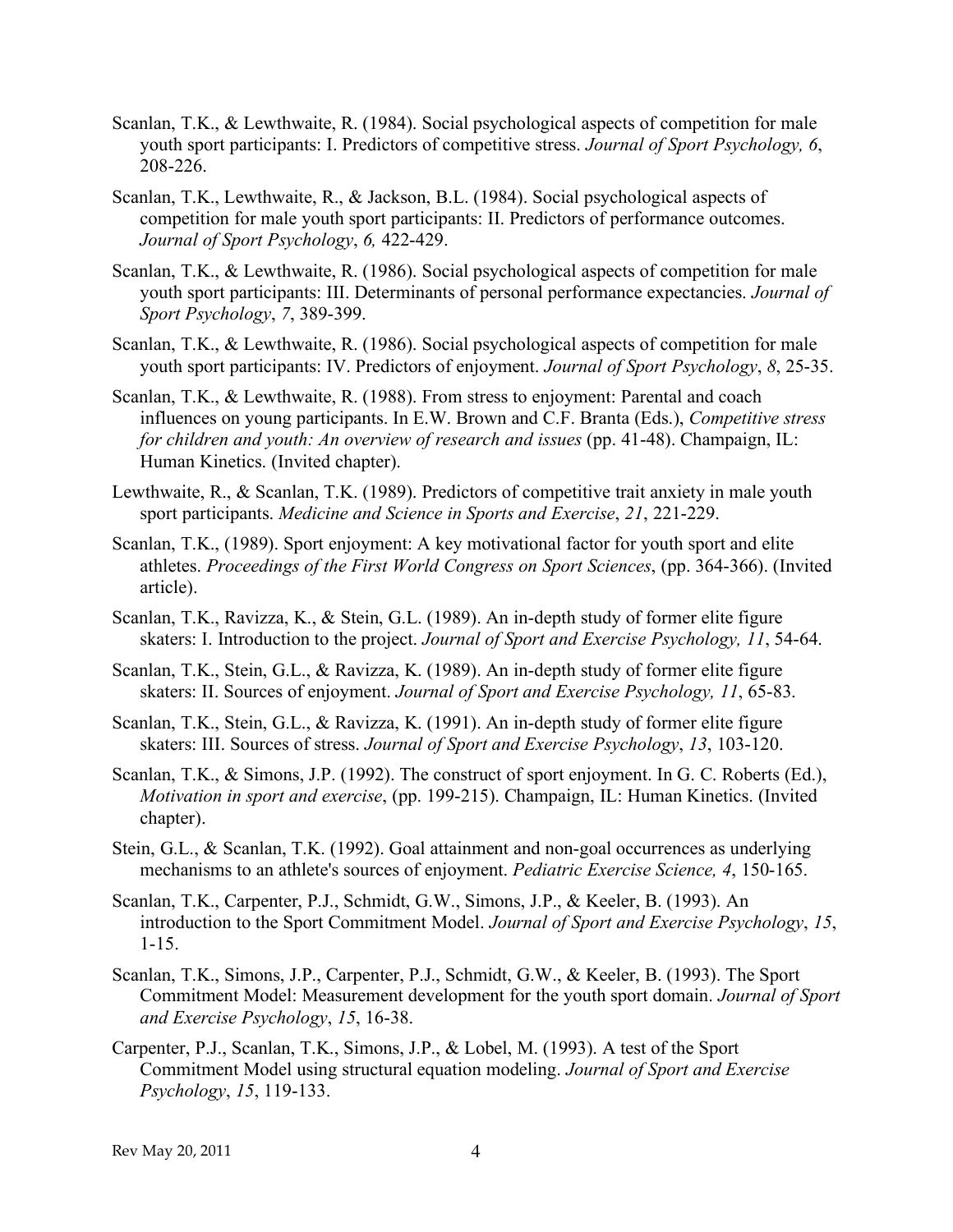Scanlan, T.K., & Lewthwaite, R. (1984). Social psychological aspects of competition for male youth sport participants: I. Predictors of competitive stress. *Journal of Sport Psychology, 6*, 208-226.

Scanlan, T.K., Lewthwaite, R., & Jackson, B.L. (1984). Social psychological aspects of competition for male youth sport participants: II. Predictors of performance outcomes. *Journal of Sport Psychology*, *6,* 422-429.

Scanlan, T.K., & Lewthwaite, R. (1986). Social psychological aspects of competition for male youth sport participants: III. Determinants of personal performance expectancies. *Journal of Sport Psychology*, *7*, 389-399.

Scanlan, T.K., & Lewthwaite, R. (1986). Social psychological aspects of competition for male youth sport participants: IV. Predictors of enjoyment. *Journal of Sport Psychology*, *8*, 25-35.

Scanlan, T.K., & Lewthwaite, R. (1988). From stress to enjoyment: Parental and coach influences on young participants. In E.W. Brown and C.F. Branta (Eds.), *Competitive stress for children and youth: An overview of research and issues* (pp. 41-48). Champaign, IL: Human Kinetics. (Invited chapter).

Lewthwaite, R., & Scanlan, T.K. (1989). Predictors of competitive trait anxiety in male youth sport participants. *Medicine and Science in Sports and Exercise*, *21*, 221-229.

Scanlan, T.K., (1989). Sport enjoyment: A key motivational factor for youth sport and elite athletes. *Proceedings of the First World Congress on Sport Sciences*, (pp. 364-366). (Invited article).

Scanlan, T.K., Ravizza, K., & Stein, G.L. (1989). An in-depth study of former elite figure skaters: I. Introduction to the project. *Journal of Sport and Exercise Psychology, 11*, 54-64.

Scanlan, T.K., Stein, G.L., & Ravizza, K. (1989). An in-depth study of former elite figure skaters: II. Sources of enjoyment. *Journal of Sport and Exercise Psychology, 11*, 65-83.

Scanlan, T.K., Stein, G.L., & Ravizza, K. (1991). An in-depth study of former elite figure skaters: III. Sources of stress. *Journal of Sport and Exercise Psychology*, *13*, 103-120.

Scanlan, T.K., & Simons, J.P. (1992). The construct of sport enjoyment. In G. C. Roberts (Ed.), *Motivation in sport and exercise*, (pp. 199-215). Champaign, IL: Human Kinetics. (Invited chapter).

Stein, G.L., & Scanlan, T.K. (1992). Goal attainment and non-goal occurrences as underlying mechanisms to an athlete's sources of enjoyment. *Pediatric Exercise Science, 4*, 150-165.

Scanlan, T.K., Carpenter, P.J., Schmidt, G.W., Simons, J.P., & Keeler, B. (1993). An introduction to the Sport Commitment Model. *Journal of Sport and Exercise Psychology*, *15*, 1-15.

Scanlan, T.K., Simons, J.P., Carpenter, P.J., Schmidt, G.W., & Keeler, B. (1993). The Sport Commitment Model: Measurement development for the youth sport domain. *Journal of Sport and Exercise Psychology*, *15*, 16-38.

Carpenter, P.J., Scanlan, T.K., Simons, J.P., & Lobel, M. (1993). A test of the Sport Commitment Model using structural equation modeling. *Journal of Sport and Exercise Psychology*, *15*, 119-133.

Rev May 20, 2011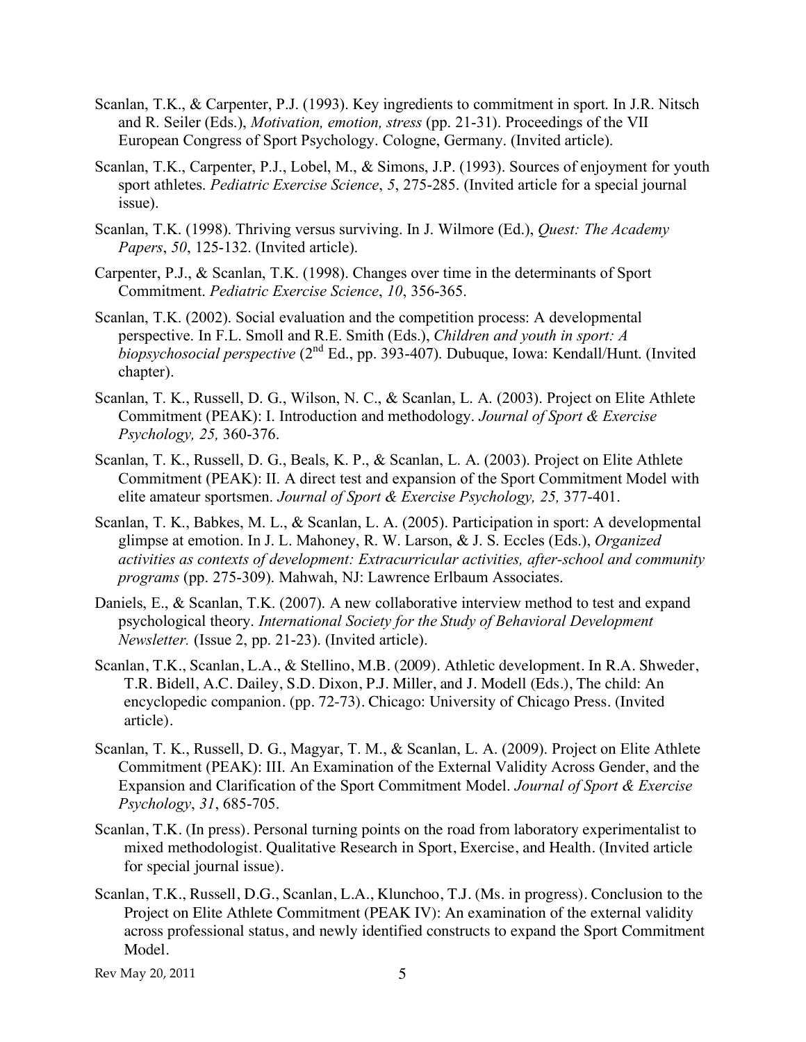Scanlan, T.K., & Carpenter, P.J. (1993). Key ingredients to commitment in sport. In J.R. Nitsch and R. Seiler (Eds.), *Motivation, emotion, stress* (pp. 21-31). Proceedings of the VII European Congress of Sport Psychology. Cologne, Germany. (Invited article).

Scanlan, T.K., Carpenter, P.J., Lobel, M., & Simons, J.P. (1993). Sources of enjoyment for youth sport athletes. *Pediatric Exercise Science*, *5*, 275-285. (Invited article for a special journal issue).

Scanlan, T.K. (1998). Thriving versus surviving. In J. Wilmore (Ed.), *Quest: The Academy Papers*, *50*, 125-132. (Invited article).

Carpenter, P.J., & Scanlan, T.K. (1998). Changes over time in the determinants of Sport Commitment. *Pediatric Exercise Science*, *10*, 356-365.

Scanlan, T.K. (2002). Social evaluation and the competition process: A developmental perspective. In F.L. Smoll and R.E. Smith (Eds.), *Children and youth in sport: A biopsychosocial perspective* (2nd Ed., pp. 393-407). Dubuque, Iowa: Kendall/Hunt. (Invited chapter).

Scanlan, T. K., Russell, D. G., Wilson, N. C., & Scanlan, L. A. (2003). Project on Elite Athlete Commitment (PEAK): I. Introduction and methodology. *Journal of Sport & Exercise Psychology, 25,* 360-376.

Scanlan, T. K., Russell, D. G., Beals, K. P., & Scanlan, L. A. (2003). Project on Elite Athlete Commitment (PEAK): II. A direct test and expansion of the Sport Commitment Model with elite amateur sportsmen. *Journal of Sport & Exercise Psychology, 25,* 377-401.

Scanlan, T. K., Babkes, M. L., & Scanlan, L. A. (2005). Participation in sport: A developmental glimpse at emotion. In J. L. Mahoney, R. W. Larson, & J. S. Eccles (Eds.), *Organized activities as contexts of development: Extracurricular activities, after-school and community programs* (pp. 275-309). Mahwah, NJ: Lawrence Erlbaum Associates.

Daniels, E., & Scanlan, T.K. (2007). A new collaborative interview method to test and expand psychological theory. *International Society for the Study of Behavioral Development Newsletter.* (Issue 2, pp. 21-23). (Invited article).

Scanlan, T.K., Scanlan, L.A., & Stellino, M.B. (2009). Athletic development. In R.A. Shweder, T.R. Bidell, A.C. Dailey, S.D. Dixon, P.J. Miller, and J. Modell (Eds.), The child: An encyclopedic companion. (pp. 72-73). Chicago: University of Chicago Press. (Invited article).

Scanlan, T. K., Russell, D. G., Magyar, T. M., & Scanlan, L. A. (2009). Project on Elite Athlete Commitment (PEAK): III. An Examination of the External Validity Across Gender, and the Expansion and Clarification of the Sport Commitment Model. *Journal of Sport & Exercise Psychology*, *31*, 685-705.

Scanlan, T.K. (In press). Personal turning points on the road from laboratory experimentalist to mixed methodologist. Qualitative Research in Sport, Exercise, and Health. (Invited article for special journal issue).

Scanlan, T.K., Russell, D.G., Scanlan, L.A., Klunchoo, T.J. (Ms. in progress). Conclusion to the Project on Elite Athlete Commitment (PEAK IV): An examination of the external validity across professional status, and newly identified constructs to expand the Sport Commitment Model.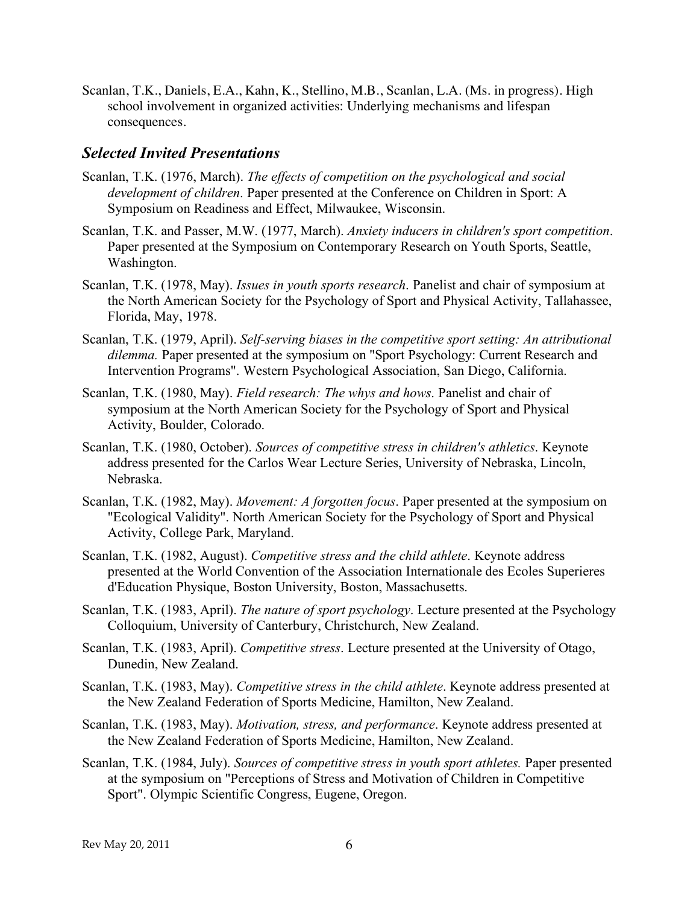Scanlan, T.K., Daniels, E.A., Kahn, K., Stellino, M.B., Scanlan, L.A. (Ms. in progress). High school involvement in organized activities: Underlying mechanisms and lifespan consequences.

### *Selected Invited Presentations*

Scanlan, T.K. (1976, March). *The effects of competition on the psychological and social development of children*. Paper presented at the Conference on Children in Sport: A Symposium on Readiness and Effect, Milwaukee, Wisconsin.

Scanlan, T.K. and Passer, M.W. (1977, March). *Anxiety inducers in children's sport competition*. Paper presented at the Symposium on Contemporary Research on Youth Sports, Seattle, Washington.

Scanlan, T.K. (1978, May). *Issues in youth sports research*. Panelist and chair of symposium at the North American Society for the Psychology of Sport and Physical Activity, Tallahassee, Florida, May, 1978.

Scanlan, T.K. (1979, April). *Self-serving biases in the competitive sport setting: An attributional dilemma.* Paper presented at the symposium on "Sport Psychology: Current Research and Intervention Programs". Western Psychological Association, San Diego, California.

Scanlan, T.K. (1980, May). *Field research: The whys and hows*. Panelist and chair of symposium at the North American Society for the Psychology of Sport and Physical Activity, Boulder, Colorado.

Scanlan, T.K. (1980, October). *Sources of competitive stress in children's athletics*. Keynote address presented for the Carlos Wear Lecture Series, University of Nebraska, Lincoln, Nebraska.

Scanlan, T.K. (1982, May). *Movement: A forgotten focus*. Paper presented at the symposium on "Ecological Validity". North American Society for the Psychology of Sport and Physical Activity, College Park, Maryland.

Scanlan, T.K. (1982, August). *Competitive stress and the child athlete*. Keynote address presented at the World Convention of the Association Internationale des Ecoles Superieres d'Education Physique, Boston University, Boston, Massachusetts.

Scanlan, T.K. (1983, April). *The nature of sport psychology*. Lecture presented at the Psychology Colloquium, University of Canterbury, Christchurch, New Zealand.

Scanlan, T.K. (1983, April). *Competitive stress*. Lecture presented at the University of Otago, Dunedin, New Zealand.

Scanlan, T.K. (1983, May). *Competitive stress in the child athlete*. Keynote address presented at the New Zealand Federation of Sports Medicine, Hamilton, New Zealand.

Scanlan, T.K. (1983, May). *Motivation, stress, and performance*. Keynote address presented at the New Zealand Federation of Sports Medicine, Hamilton, New Zealand.

Scanlan, T.K. (1984, July). *Sources of competitive stress in youth sport athletes.* Paper presented at the symposium on "Perceptions of Stress and Motivation of Children in Competitive Sport". Olympic Scientific Congress, Eugene, Oregon.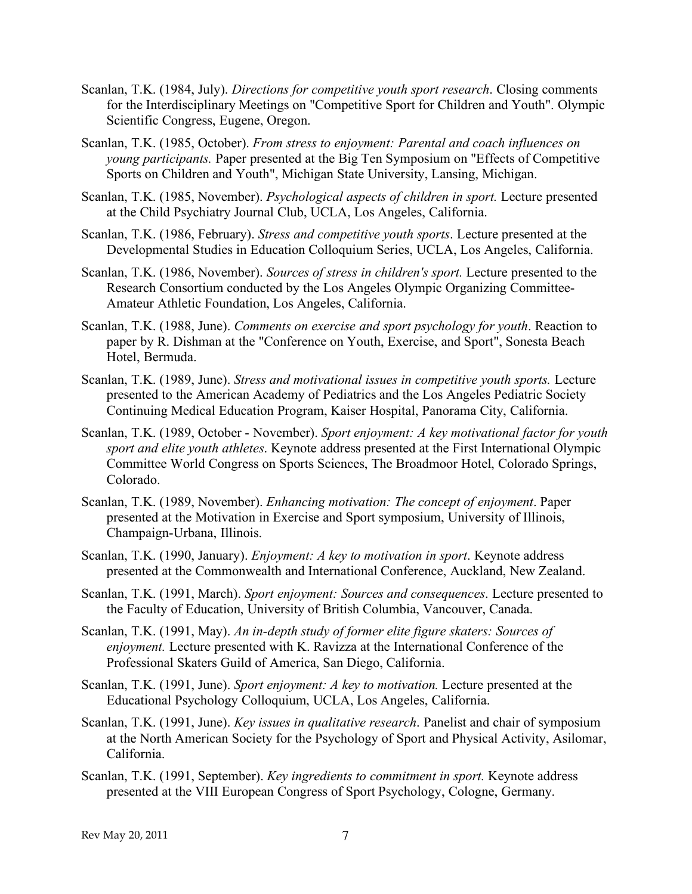Scanlan, T.K. (1984, July). *Directions for competitive youth sport research*. Closing comments for the Interdisciplinary Meetings on "Competitive Sport for Children and Youth". Olympic Scientific Congress, Eugene, Oregon.

Scanlan, T.K. (1985, October). *From stress to enjoyment: Parental and coach influences on young participants.* Paper presented at the Big Ten Symposium on "Effects of Competitive Sports on Children and Youth", Michigan State University, Lansing, Michigan.

Scanlan, T.K. (1985, November). *Psychological aspects of children in sport.* Lecture presented at the Child Psychiatry Journal Club, UCLA, Los Angeles, California.

Scanlan, T.K. (1986, February). *Stress and competitive youth sports*. Lecture presented at the Developmental Studies in Education Colloquium Series, UCLA, Los Angeles, California.

Scanlan, T.K. (1986, November). *Sources of stress in children's sport.* Lecture presented to the Research Consortium conducted by the Los Angeles Olympic Organizing Committee-Amateur Athletic Foundation, Los Angeles, California.

Scanlan, T.K. (1988, June). *Comments on exercise and sport psychology for youth*. Reaction to paper by R. Dishman at the "Conference on Youth, Exercise, and Sport", Sonesta Beach Hotel, Bermuda.

Scanlan, T.K. (1989, June). *Stress and motivational issues in competitive youth sports.* Lecture presented to the American Academy of Pediatrics and the Los Angeles Pediatric Society Continuing Medical Education Program, Kaiser Hospital, Panorama City, California.

Scanlan, T.K. (1989, October - November). *Sport enjoyment: A key motivational factor for youth sport and elite youth athletes*. Keynote address presented at the First International Olympic Committee World Congress on Sports Sciences, The Broadmoor Hotel, Colorado Springs, Colorado.

Scanlan, T.K. (1989, November). *Enhancing motivation: The concept of enjoyment*. Paper presented at the Motivation in Exercise and Sport symposium, University of Illinois, Champaign-Urbana, Illinois.

Scanlan, T.K. (1990, January). *Enjoyment: A key to motivation in sport*. Keynote address presented at the Commonwealth and International Conference, Auckland, New Zealand.

Scanlan, T.K. (1991, March). *Sport enjoyment: Sources and consequences*. Lecture presented to the Faculty of Education, University of British Columbia, Vancouver, Canada.

Scanlan, T.K. (1991, May). *An in-depth study of former elite figure skaters: Sources of enjoyment.* Lecture presented with K. Ravizza at the International Conference of the Professional Skaters Guild of America, San Diego, California.

Scanlan, T.K. (1991, June). *Sport enjoyment: A key to motivation.* Lecture presented at the Educational Psychology Colloquium, UCLA, Los Angeles, California.

Scanlan, T.K. (1991, June). *Key issues in qualitative research*. Panelist and chair of symposium at the North American Society for the Psychology of Sport and Physical Activity, Asilomar, California.

Scanlan, T.K. (1991, September). *Key ingredients to commitment in sport.* Keynote address presented at the VIII European Congress of Sport Psychology, Cologne, Germany.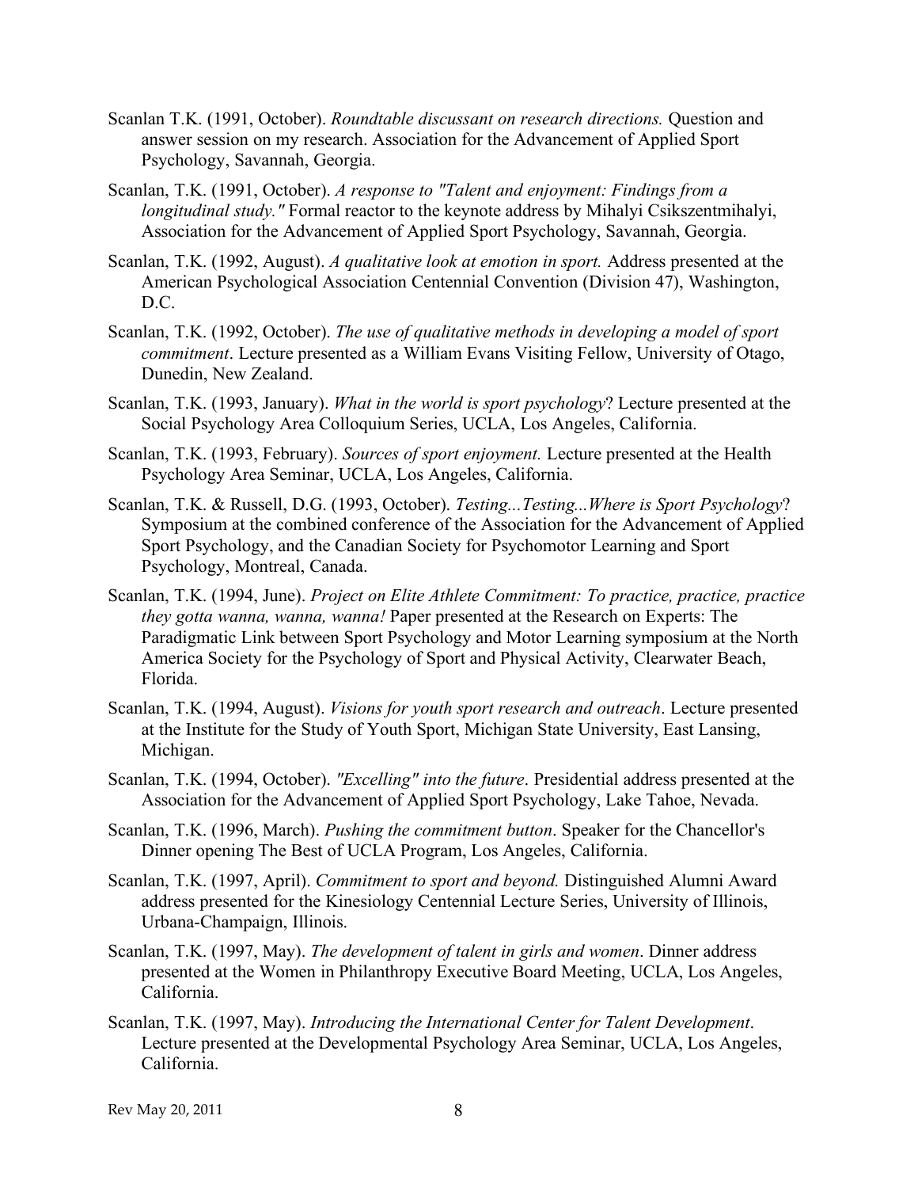Scanlan T.K. (1991, October). *Roundtable discussant on research directions.* Question and answer session on my research. Association for the Advancement of Applied Sport Psychology, Savannah, Georgia.

Scanlan, T.K. (1991, October). *A response to "Talent and enjoyment: Findings from a longitudinal study."* Formal reactor to the keynote address by Mihalyi Csikszentmihalyi, Association for the Advancement of Applied Sport Psychology, Savannah, Georgia.

Scanlan, T.K. (1992, August). *A qualitative look at emotion in sport.* Address presented at the American Psychological Association Centennial Convention (Division 47), Washington, D.C.

Scanlan, T.K. (1992, October). *The use of qualitative methods in developing a model of sport commitment*. Lecture presented as a William Evans Visiting Fellow, University of Otago, Dunedin, New Zealand.

Scanlan, T.K. (1993, January). *What in the world is sport psychology*? Lecture presented at the Social Psychology Area Colloquium Series, UCLA, Los Angeles, California.

Scanlan, T.K. (1993, February). *Sources of sport enjoyment.* Lecture presented at the Health Psychology Area Seminar, UCLA, Los Angeles, California.

Scanlan, T.K. & Russell, D.G. (1993, October). *Testing...Testing...Where is Sport Psychology*? Symposium at the combined conference of the Association for the Advancement of Applied Sport Psychology, and the Canadian Society for Psychomotor Learning and Sport Psychology, Montreal, Canada.

Scanlan, T.K. (1994, June). *Project on Elite Athlete Commitment: To practice, practice, practice they gotta wanna, wanna, wanna!* Paper presented at the Research on Experts: The Paradigmatic Link between Sport Psychology and Motor Learning symposium at the North America Society for the Psychology of Sport and Physical Activity, Clearwater Beach, Florida.

Scanlan, T.K. (1994, August). *Visions for youth sport research and outreach*. Lecture presented at the Institute for the Study of Youth Sport, Michigan State University, East Lansing, Michigan.

Scanlan, T.K. (1994, October). *"Excelling" into the future*. Presidential address presented at the Association for the Advancement of Applied Sport Psychology, Lake Tahoe, Nevada.

Scanlan, T.K. (1996, March). *Pushing the commitment button*. Speaker for the Chancellor's Dinner opening The Best of UCLA Program, Los Angeles, California.

Scanlan, T.K. (1997, April). *Commitment to sport and beyond.* Distinguished Alumni Award address presented for the Kinesiology Centennial Lecture Series, University of Illinois, Urbana-Champaign, Illinois.

Scanlan, T.K. (1997, May). *The development of talent in girls and women*. Dinner address presented at the Women in Philanthropy Executive Board Meeting, UCLA, Los Angeles, California.

Scanlan, T.K. (1997, May). *Introducing the International Center for Talent Development*. Lecture presented at the Developmental Psychology Area Seminar, UCLA, Los Angeles, California.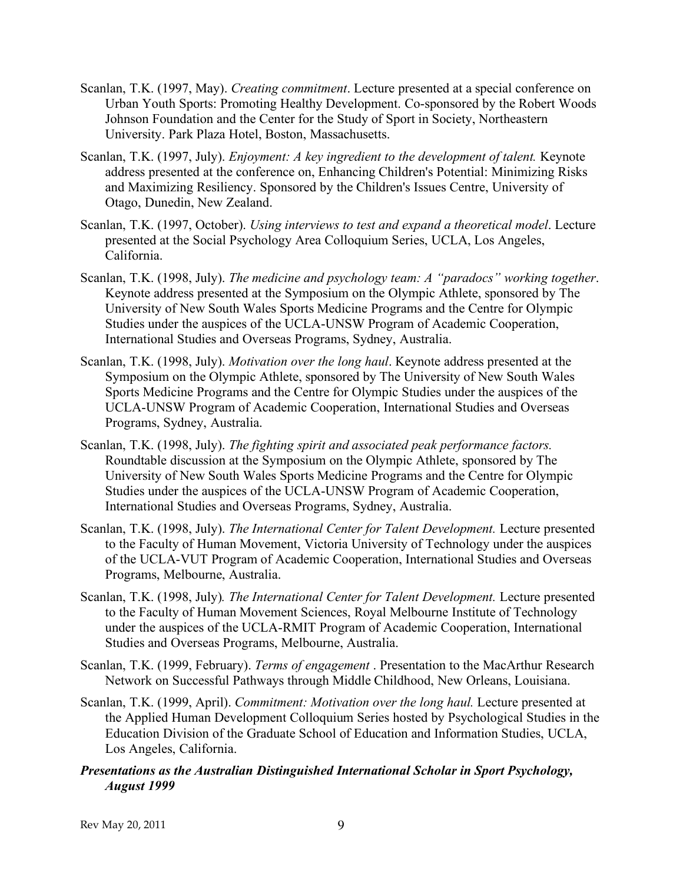Scanlan, T.K. (1997, May). *Creating commitment*. Lecture presented at a special conference on Urban Youth Sports: Promoting Healthy Development. Co-sponsored by the Robert Woods Johnson Foundation and the Center for the Study of Sport in Society, Northeastern University. Park Plaza Hotel, Boston, Massachusetts.

Scanlan, T.K. (1997, July). *Enjoyment: A key ingredient to the development of talent.* Keynote address presented at the conference on, Enhancing Children's Potential: Minimizing Risks and Maximizing Resiliency. Sponsored by the Children's Issues Centre, University of Otago, Dunedin, New Zealand.

Scanlan, T.K. (1997, October). *Using interviews to test and expand a theoretical model*. Lecture presented at the Social Psychology Area Colloquium Series, UCLA, Los Angeles, California.

Scanlan, T.K. (1998, July). *The medicine and psychology team: A "paradocs" working together*. Keynote address presented at the Symposium on the Olympic Athlete, sponsored by The University of New South Wales Sports Medicine Programs and the Centre for Olympic Studies under the auspices of the UCLA-UNSW Program of Academic Cooperation, International Studies and Overseas Programs, Sydney, Australia.

Scanlan, T.K. (1998, July). *Motivation over the long haul*. Keynote address presented at the Symposium on the Olympic Athlete, sponsored by The University of New South Wales Sports Medicine Programs and the Centre for Olympic Studies under the auspices of the UCLA-UNSW Program of Academic Cooperation, International Studies and Overseas Programs, Sydney, Australia.

Scanlan, T.K. (1998, July). *The fighting spirit and associated peak performance factors.* Roundtable discussion at the Symposium on the Olympic Athlete, sponsored by The University of New South Wales Sports Medicine Programs and the Centre for Olympic Studies under the auspices of the UCLA-UNSW Program of Academic Cooperation, International Studies and Overseas Programs, Sydney, Australia.

Scanlan, T.K. (1998, July). *The International Center for Talent Development.* Lecture presented to the Faculty of Human Movement, Victoria University of Technology under the auspices of the UCLA-VUT Program of Academic Cooperation, International Studies and Overseas Programs, Melbourne, Australia.

Scanlan, T.K. (1998, July)*. The International Center for Talent Development.* Lecture presented to the Faculty of Human Movement Sciences, Royal Melbourne Institute of Technology under the auspices of the UCLA-RMIT Program of Academic Cooperation, International Studies and Overseas Programs, Melbourne, Australia.

Scanlan, T.K. (1999, February). *Terms of engagement* . Presentation to the MacArthur Research Network on Successful Pathways through Middle Childhood, New Orleans, Louisiana.

Scanlan, T.K. (1999, April). *Commitment: Motivation over the long haul.* Lecture presented at the Applied Human Development Colloquium Series hosted by Psychological Studies in the Education Division of the Graduate School of Education and Information Studies, UCLA, Los Angeles, California.

***Presentations as the Australian Distinguished International Scholar in Sport Psychology, August 1999***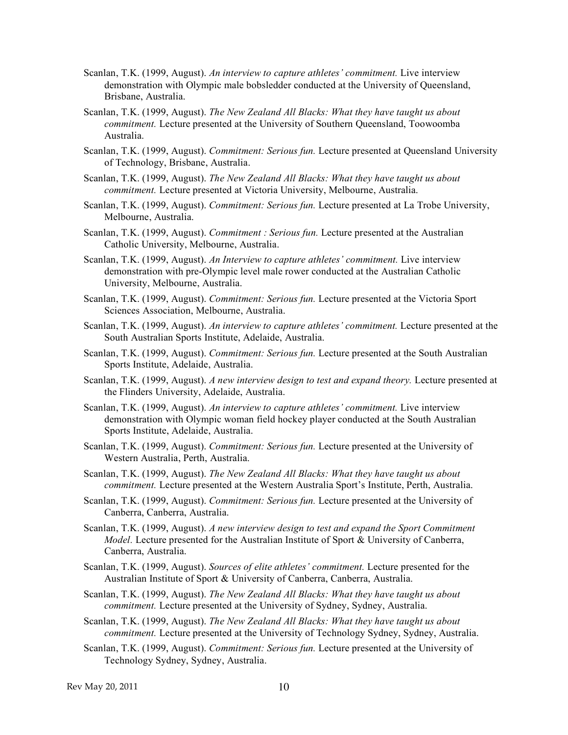Scanlan, T.K. (1999, August). *An interview to capture athletes' commitment.* Live interview demonstration with Olympic male bobsledder conducted at the University of Queensland, Brisbane, Australia.

Scanlan, T.K. (1999, August). *The New Zealand All Blacks: What they have taught us about commitment.* Lecture presented at the University of Southern Queensland, Toowoomba Australia.

Scanlan, T.K. (1999, August). *Commitment: Serious fun.* Lecture presented at Queensland University of Technology, Brisbane, Australia.

Scanlan, T.K. (1999, August). *The New Zealand All Blacks: What they have taught us about commitment.* Lecture presented at Victoria University, Melbourne, Australia.

Scanlan, T.K. (1999, August). *Commitment: Serious fun.* Lecture presented at La Trobe University, Melbourne, Australia.

Scanlan, T.K. (1999, August). *Commitment : Serious fun.* Lecture presented at the Australian Catholic University, Melbourne, Australia.

Scanlan, T.K. (1999, August). *An Interview to capture athletes' commitment.* Live interview demonstration with pre-Olympic level male rower conducted at the Australian Catholic University, Melbourne, Australia.

Scanlan, T.K. (1999, August). *Commitment: Serious fun.* Lecture presented at the Victoria Sport Sciences Association, Melbourne, Australia.

Scanlan, T.K. (1999, August). *An interview to capture athletes' commitment.* Lecture presented at the South Australian Sports Institute, Adelaide, Australia.

Scanlan, T.K. (1999, August). *Commitment: Serious fun.* Lecture presented at the South Australian Sports Institute, Adelaide, Australia.

Scanlan, T.K. (1999, August). *A new interview design to test and expand theory.* Lecture presented at the Flinders University, Adelaide, Australia.

Scanlan, T.K. (1999, August). *An interview to capture athletes' commitment.* Live interview demonstration with Olympic woman field hockey player conducted at the South Australian Sports Institute, Adelaide, Australia.

Scanlan, T.K. (1999, August). *Commitment: Serious fun.* Lecture presented at the University of Western Australia, Perth, Australia.

Scanlan, T.K. (1999, August). *The New Zealand All Blacks: What they have taught us about commitment.* Lecture presented at the Western Australia Sport's Institute, Perth, Australia.

Scanlan, T.K. (1999, August). *Commitment: Serious fun.* Lecture presented at the University of Canberra, Canberra, Australia.

Scanlan, T.K. (1999, August). *A new interview design to test and expand the Sport Commitment Model.* Lecture presented for the Australian Institute of Sport & University of Canberra, Canberra, Australia.

Scanlan, T.K. (1999, August). *Sources of elite athletes' commitment.* Lecture presented for the Australian Institute of Sport & University of Canberra, Canberra, Australia.

Scanlan, T.K. (1999, August). *The New Zealand All Blacks: What they have taught us about commitment.* Lecture presented at the University of Sydney, Sydney, Australia.

Scanlan, T.K. (1999, August). *The New Zealand All Blacks: What they have taught us about commitment.* Lecture presented at the University of Technology Sydney, Sydney, Australia.

Scanlan, T.K. (1999, August). *Commitment: Serious fun.* Lecture presented at the University of Technology Sydney, Sydney, Australia.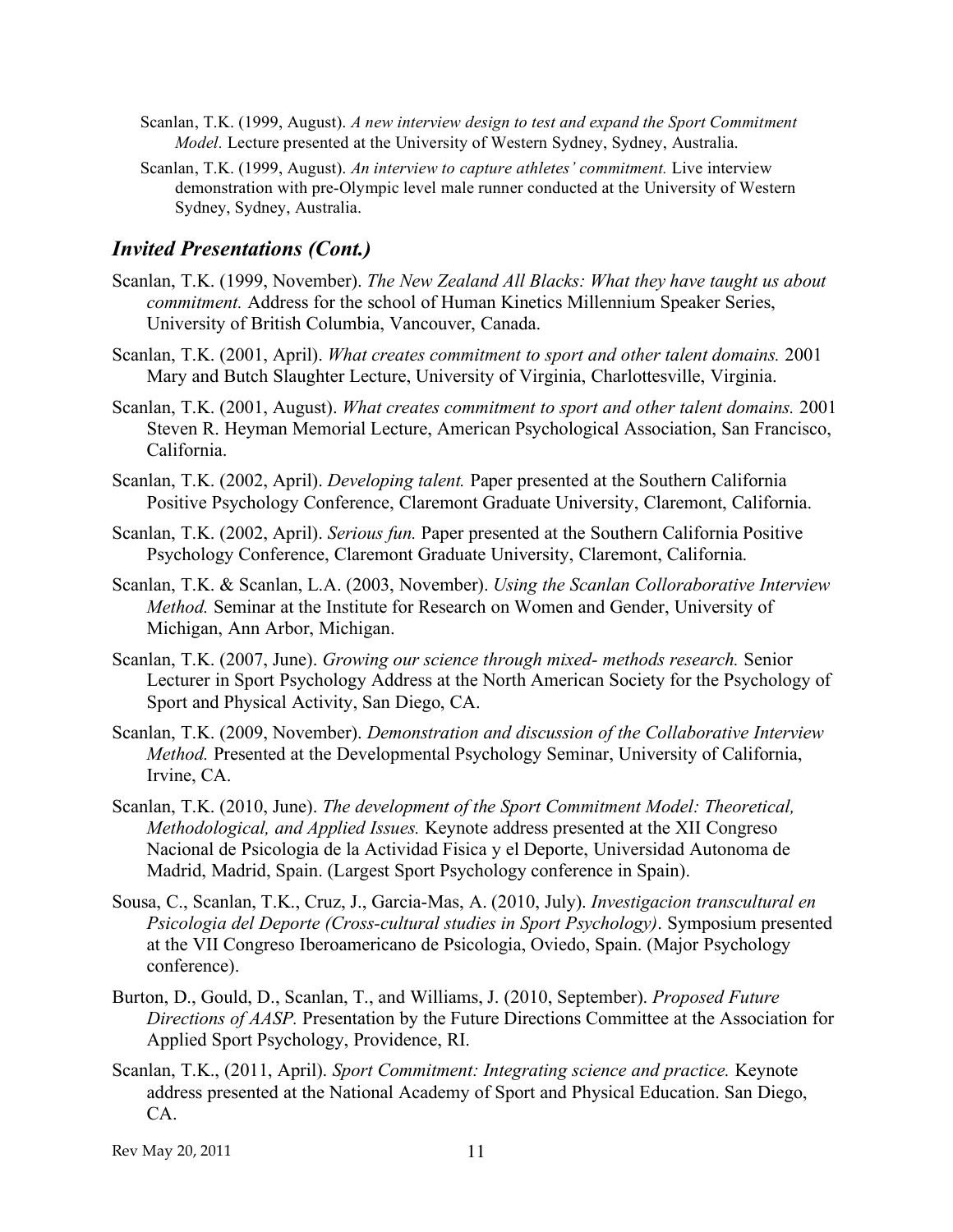Scanlan, T.K. (1999, August). *A new interview design to test and expand the Sport Commitment Model.* Lecture presented at the University of Western Sydney, Sydney, Australia.

Scanlan, T.K. (1999, August). *An interview to capture athletes' commitment.* Live interview demonstration with pre-Olympic level male runner conducted at the University of Western Sydney, Sydney, Australia.

## *Invited Presentations (Cont.)*

Scanlan, T.K. (1999, November). *The New Zealand All Blacks: What they have taught us about commitment.* Address for the school of Human Kinetics Millennium Speaker Series, University of British Columbia, Vancouver, Canada.

Scanlan, T.K. (2001, April). *What creates commitment to sport and other talent domains.* 2001 Mary and Butch Slaughter Lecture, University of Virginia, Charlottesville, Virginia.

Scanlan, T.K. (2001, August). *What creates commitment to sport and other talent domains.* 2001 Steven R. Heyman Memorial Lecture, American Psychological Association, San Francisco, California.

Scanlan, T.K. (2002, April). *Developing talent.* Paper presented at the Southern California Positive Psychology Conference, Claremont Graduate University, Claremont, California.

Scanlan, T.K. (2002, April). *Serious fun.* Paper presented at the Southern California Positive Psychology Conference, Claremont Graduate University, Claremont, California.

Scanlan, T.K. & Scanlan, L.A. (2003, November). *Using the Scanlan Colloraborative Interview Method.* Seminar at the Institute for Research on Women and Gender, University of Michigan, Ann Arbor, Michigan.

Scanlan, T.K. (2007, June). *Growing our science through mixed- methods research.* Senior Lecturer in Sport Psychology Address at the North American Society for the Psychology of Sport and Physical Activity, San Diego, CA.

Scanlan, T.K. (2009, November). *Demonstration and discussion of the Collaborative Interview Method.* Presented at the Developmental Psychology Seminar, University of California, Irvine, CA.

Scanlan, T.K. (2010, June). *The development of the Sport Commitment Model: Theoretical, Methodological, and Applied Issues.* Keynote address presented at the XII Congreso Nacional de Psicologia de la Actividad Fisica y el Deporte, Universidad Autonoma de Madrid, Madrid, Spain. (Largest Sport Psychology conference in Spain).

Sousa, C., Scanlan, T.K., Cruz, J., Garcia-Mas, A. (2010, July). *Investigacion transcultural en Psicologia del Deporte (Cross-cultural studies in Sport Psychology)*. Symposium presented at the VII Congreso Iberoamericano de Psicologia, Oviedo, Spain. (Major Psychology conference).

Burton, D., Gould, D., Scanlan, T., and Williams, J. (2010, September). *Proposed Future Directions of AASP.* Presentation by the Future Directions Committee at the Association for Applied Sport Psychology, Providence, RI.

Scanlan, T.K., (2011, April). *Sport Commitment: Integrating science and practice.* Keynote address presented at the National Academy of Sport and Physical Education. San Diego, CA.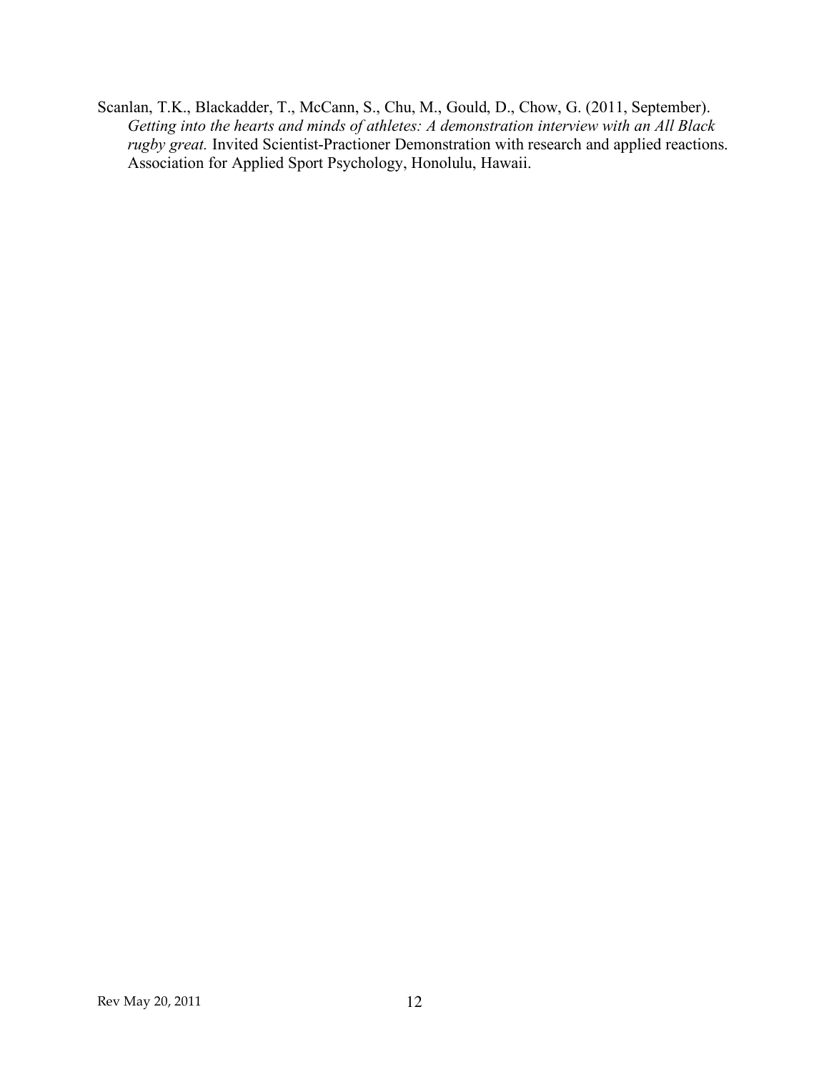Scanlan, T.K., Blackadder, T., McCann, S., Chu, M., Gould, D., Chow, G. (2011, September). *Getting into the hearts and minds of athletes: A demonstration interview with an All Black rugby great.* Invited Scientist-Practioner Demonstration with research and applied reactions. Association for Applied Sport Psychology, Honolulu, Hawaii.